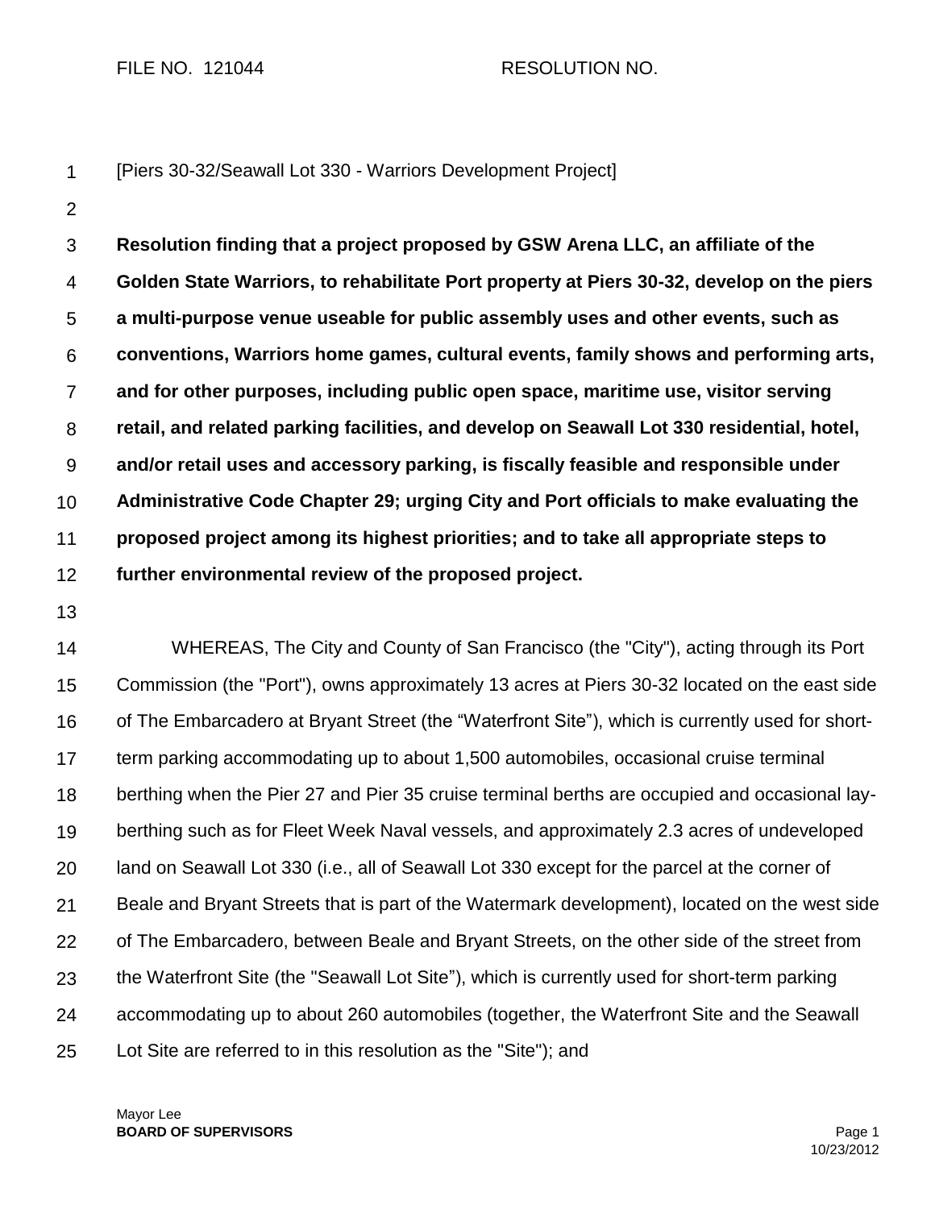FILE NO. 121044 RESOLUTION NO.

[Piers 30-32/Seawall Lot 330 - Warriors Development Project]

**Resolution finding that a project proposed by GSW Arena LLC, an affiliate of the Golden State Warriors, to rehabilitate Port property at Piers 30-32, develop on the piers a multi-purpose venue useable for public assembly uses and other events, such as conventions, Warriors home games, cultural events, family shows and performing arts, and for other purposes, including public open space, maritime use, visitor serving retail, and related parking facilities, and develop on Seawall Lot 330 residential, hotel, and/or retail uses and accessory parking, is fiscally feasible and responsible under Administrative Code Chapter 29; urging City and Port officials to make evaluating the proposed project among its highest priorities; and to take all appropriate steps to further environmental review of the proposed project.**

WHEREAS, The City and County of San Francisco (the "City"), acting through its Port Commission (the "Port"), owns approximately 13 acres at Piers 30-32 located on the east side of The Embarcadero at Bryant Street (the "Waterfront Site"), which is currently used for short-term parking accommodating up to about 1,500 automobiles, occasional cruise terminal berthing when the Pier 27 and Pier 35 cruise terminal berths are occupied and occasional lay-berthing such as for Fleet Week Naval vessels, and approximately 2.3 acres of undeveloped land on Seawall Lot 330 (i.e., all of Seawall Lot 330 except for the parcel at the corner of Beale and Bryant Streets that is part of the Watermark development), located on the west side of The Embarcadero, between Beale and Bryant Streets, on the other side of the street from the Waterfront Site (the "Seawall Lot Site"), which is currently used for short-term parking accommodating up to about 260 automobiles (together, the Waterfront Site and the Seawall Lot Site are referred to in this resolution as the "Site"); and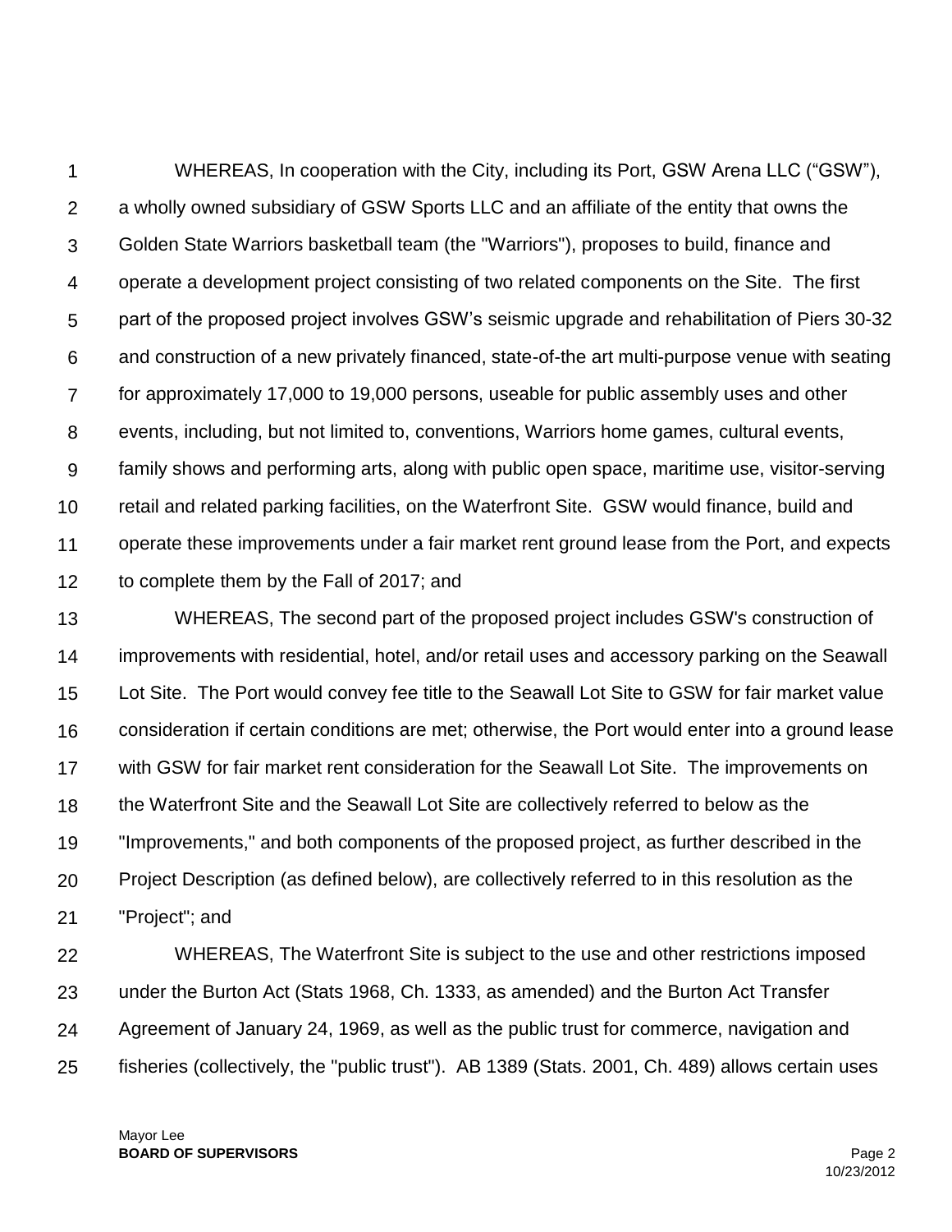WHEREAS, In cooperation with the City, including its Port, GSW Arena LLC ("GSW"), a wholly owned subsidiary of GSW Sports LLC and an affiliate of the entity that owns the Golden State Warriors basketball team (the "Warriors"), proposes to build, finance and operate a development project consisting of two related components on the Site. The first part of the proposed project involves GSW's seismic upgrade and rehabilitation of Piers 30-32 and construction of a new privately financed, state-of-the art multi-purpose venue with seating for approximately 17,000 to 19,000 persons, useable for public assembly uses and other events, including, but not limited to, conventions, Warriors home games, cultural events, family shows and performing arts, along with public open space, maritime use, visitor-serving retail and related parking facilities, on the Waterfront Site. GSW would finance, build and operate these improvements under a fair market rent ground lease from the Port, and expects to complete them by the Fall of 2017; and

WHEREAS, The second part of the proposed project includes GSW's construction of improvements with residential, hotel, and/or retail uses and accessory parking on the Seawall Lot Site. The Port would convey fee title to the Seawall Lot Site to GSW for fair market value consideration if certain conditions are met; otherwise, the Port would enter into a ground lease with GSW for fair market rent consideration for the Seawall Lot Site. The improvements on the Waterfront Site and the Seawall Lot Site are collectively referred to below as the "Improvements," and both components of the proposed project, as further described in the Project Description (as defined below), are collectively referred to in this resolution as the "Project"; and

WHEREAS, The Waterfront Site is subject to the use and other restrictions imposed under the Burton Act (Stats 1968, Ch. 1333, as amended) and the Burton Act Transfer Agreement of January 24, 1969, as well as the public trust for commerce, navigation and fisheries (collectively, the "public trust"). AB 1389 (Stats. 2001, Ch. 489) allows certain uses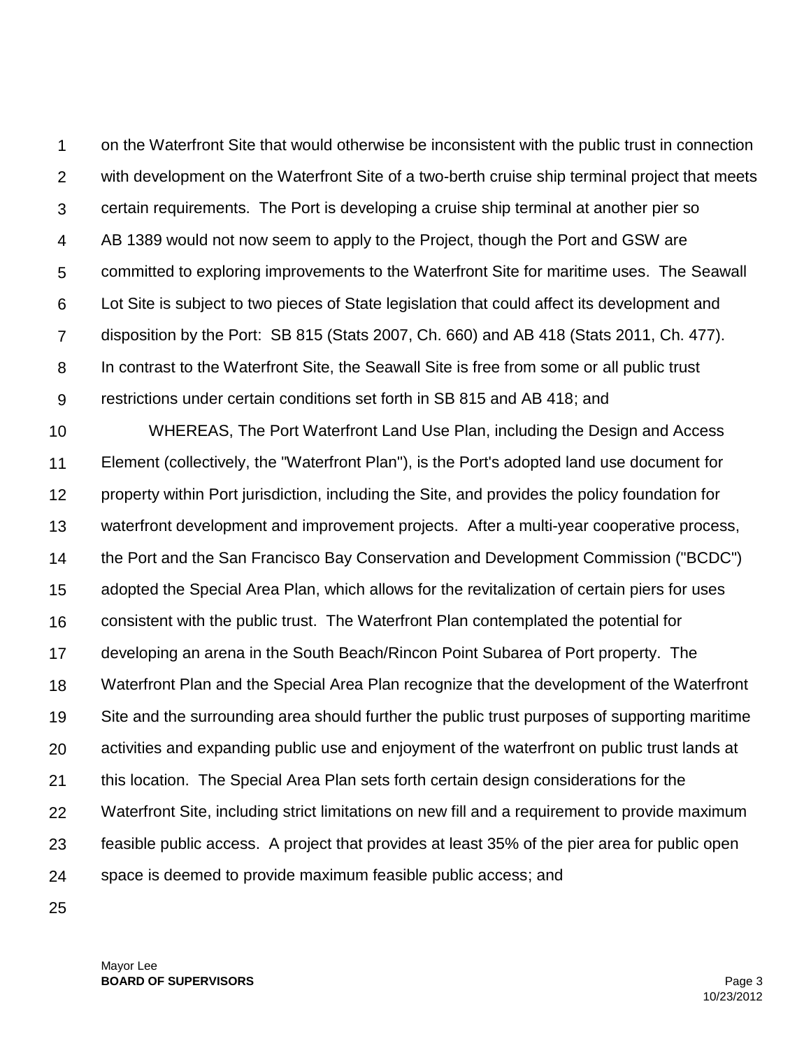on the Waterfront Site that would otherwise be inconsistent with the public trust in connection with development on the Waterfront Site of a two-berth cruise ship terminal project that meets certain requirements. The Port is developing a cruise ship terminal at another pier so AB 1389 would not now seem to apply to the Project, though the Port and GSW are committed to exploring improvements to the Waterfront Site for maritime uses. The Seawall Lot Site is subject to two pieces of State legislation that could affect its development and disposition by the Port: SB 815 (Stats 2007, Ch. 660) and AB 418 (Stats 2011, Ch. 477). In contrast to the Waterfront Site, the Seawall Site is free from some or all public trust restrictions under certain conditions set forth in SB 815 and AB 418; and

WHEREAS, The Port Waterfront Land Use Plan, including the Design and Access Element (collectively, the "Waterfront Plan"), is the Port's adopted land use document for property within Port jurisdiction, including the Site, and provides the policy foundation for waterfront development and improvement projects. After a multi-year cooperative process, the Port and the San Francisco Bay Conservation and Development Commission ("BCDC") adopted the Special Area Plan, which allows for the revitalization of certain piers for uses consistent with the public trust. The Waterfront Plan contemplated the potential for developing an arena in the South Beach/Rincon Point Subarea of Port property. The Waterfront Plan and the Special Area Plan recognize that the development of the Waterfront Site and the surrounding area should further the public trust purposes of supporting maritime activities and expanding public use and enjoyment of the waterfront on public trust lands at this location. The Special Area Plan sets forth certain design considerations for the Waterfront Site, including strict limitations on new fill and a requirement to provide maximum feasible public access. A project that provides at least 35% of the pier area for public open space is deemed to provide maximum feasible public access; and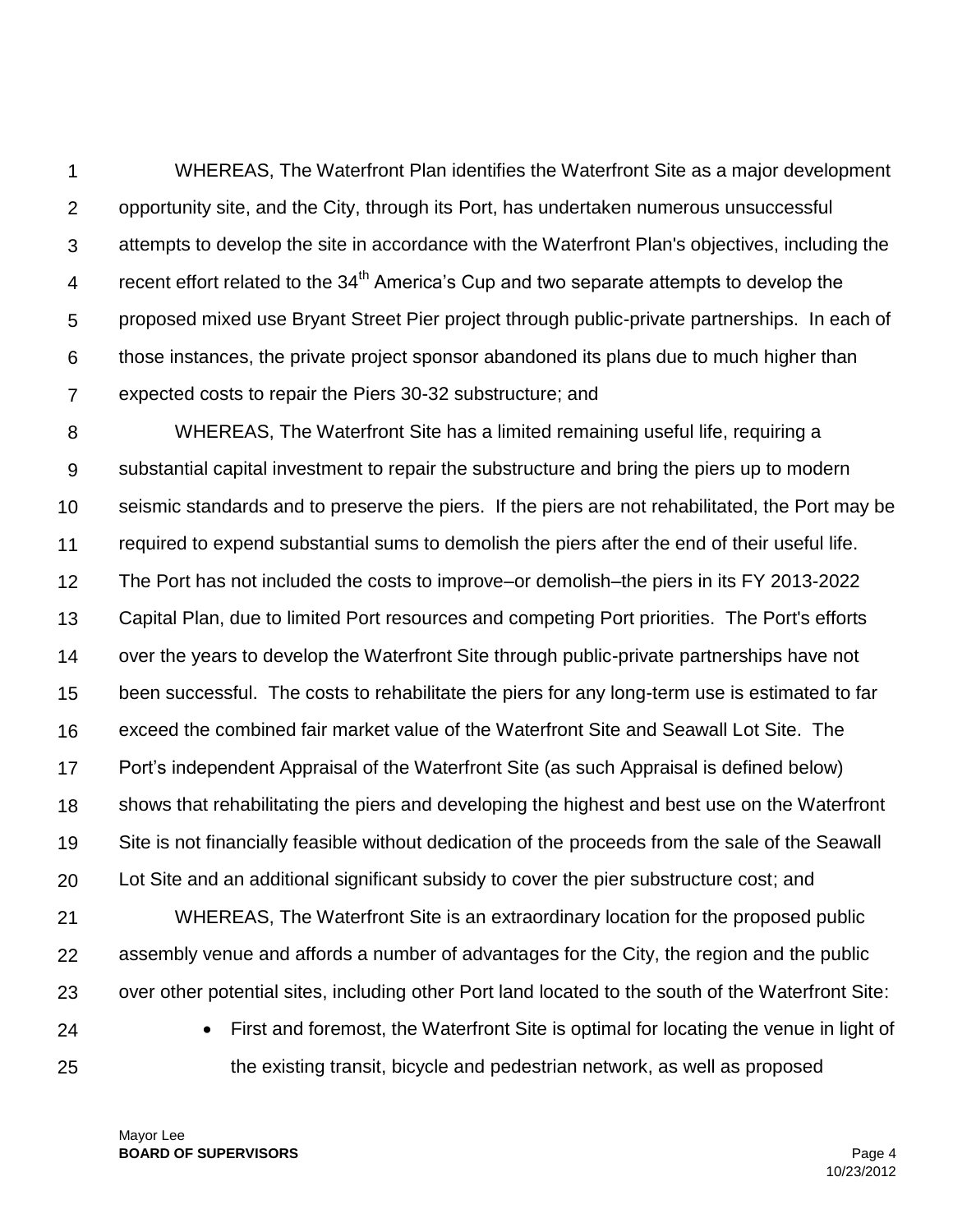WHEREAS, The Waterfront Plan identifies the Waterfront Site as a major development opportunity site, and the City, through its Port, has undertaken numerous unsuccessful attempts to develop the site in accordance with the Waterfront Plan's objectives, including the recent effort related to the 34th America's Cup and two separate attempts to develop the proposed mixed use Bryant Street Pier project through public-private partnerships. In each of those instances, the private project sponsor abandoned its plans due to much higher than expected costs to repair the Piers 30-32 substructure; and

WHEREAS, The Waterfront Site has a limited remaining useful life, requiring a substantial capital investment to repair the substructure and bring the piers up to modern seismic standards and to preserve the piers. If the piers are not rehabilitated, the Port may be required to expend substantial sums to demolish the piers after the end of their useful life. The Port has not included the costs to improve–or demolish–the piers in its FY 2013-2022 Capital Plan, due to limited Port resources and competing Port priorities. The Port's efforts over the years to develop the Waterfront Site through public-private partnerships have not been successful. The costs to rehabilitate the piers for any long-term use is estimated to far exceed the combined fair market value of the Waterfront Site and Seawall Lot Site. The Port's independent Appraisal of the Waterfront Site (as such Appraisal is defined below) shows that rehabilitating the piers and developing the highest and best use on the Waterfront Site is not financially feasible without dedication of the proceeds from the sale of the Seawall Lot Site and an additional significant subsidy to cover the pier substructure cost; and

WHEREAS, The Waterfront Site is an extraordinary location for the proposed public assembly venue and affords a number of advantages for the City, the region and the public over other potential sites, including other Port land located to the south of the Waterfront Site:

- First and foremost, the Waterfront Site is optimal for locating the venue in light of the existing transit, bicycle and pedestrian network, as well as proposed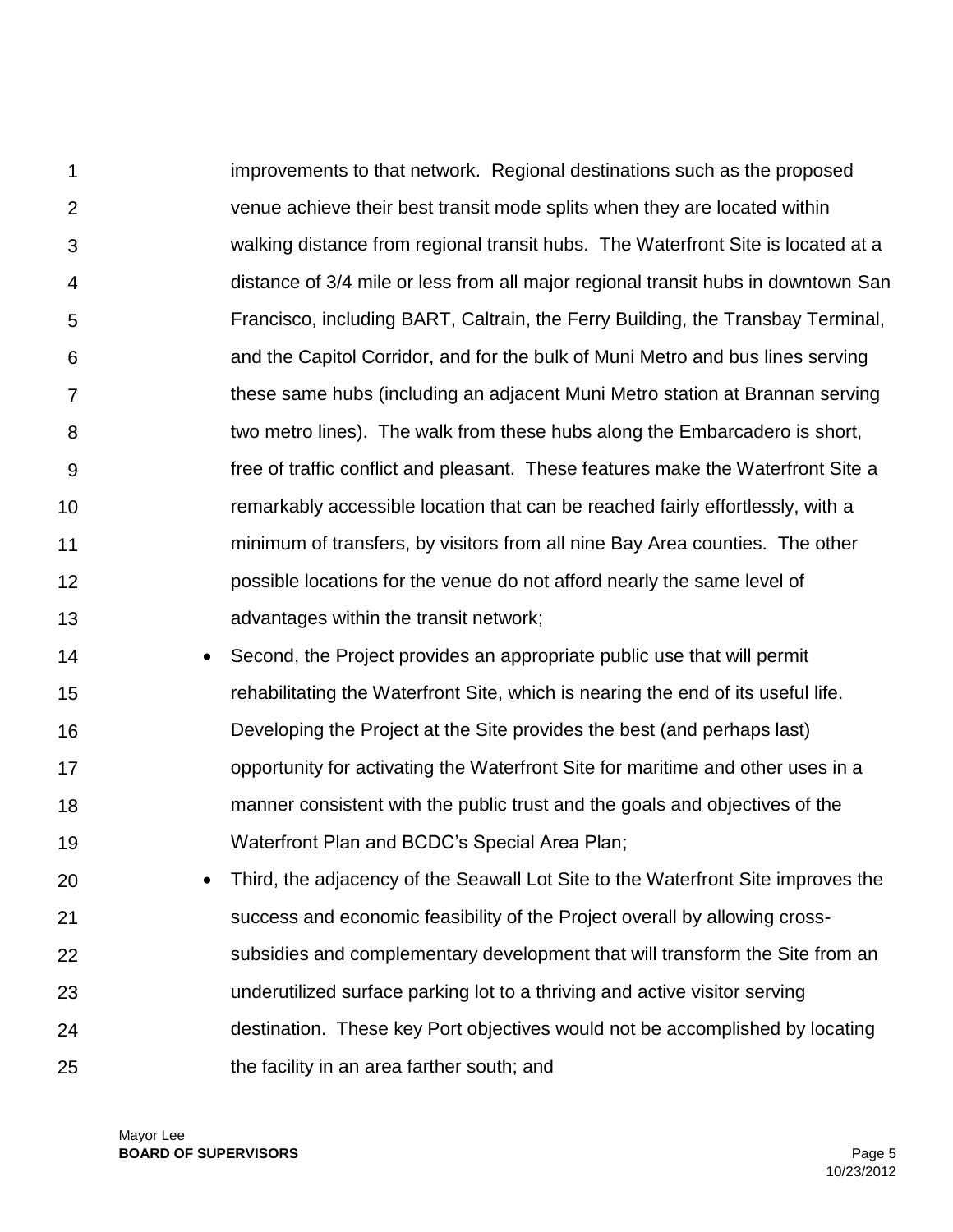improvements to that network. Regional destinations such as the proposed venue achieve their best transit mode splits when they are located within walking distance from regional transit hubs. The Waterfront Site is located at a distance of 3/4 mile or less from all major regional transit hubs in downtown San Francisco, including BART, Caltrain, the Ferry Building, the Transbay Terminal, and the Capitol Corridor, and for the bulk of Muni Metro and bus lines serving these same hubs (including an adjacent Muni Metro station at Brannan serving two metro lines). The walk from these hubs along the Embarcadero is short, free of traffic conflict and pleasant. These features make the Waterfront Site a remarkably accessible location that can be reached fairly effortlessly, with a minimum of transfers, by visitors from all nine Bay Area counties. The other possible locations for the venue do not afford nearly the same level of advantages within the transit network;

- Second, the Project provides an appropriate public use that will permit rehabilitating the Waterfront Site, which is nearing the end of its useful life. Developing the Project at the Site provides the best (and perhaps last) opportunity for activating the Waterfront Site for maritime and other uses in a manner consistent with the public trust and the goals and objectives of the Waterfront Plan and BCDC's Special Area Plan;
- Third, the adjacency of the Seawall Lot Site to the Waterfront Site improves the success and economic feasibility of the Project overall by allowing cross-subsidies and complementary development that will transform the Site from an underutilized surface parking lot to a thriving and active visitor serving destination. These key Port objectives would not be accomplished by locating the facility in an area farther south; and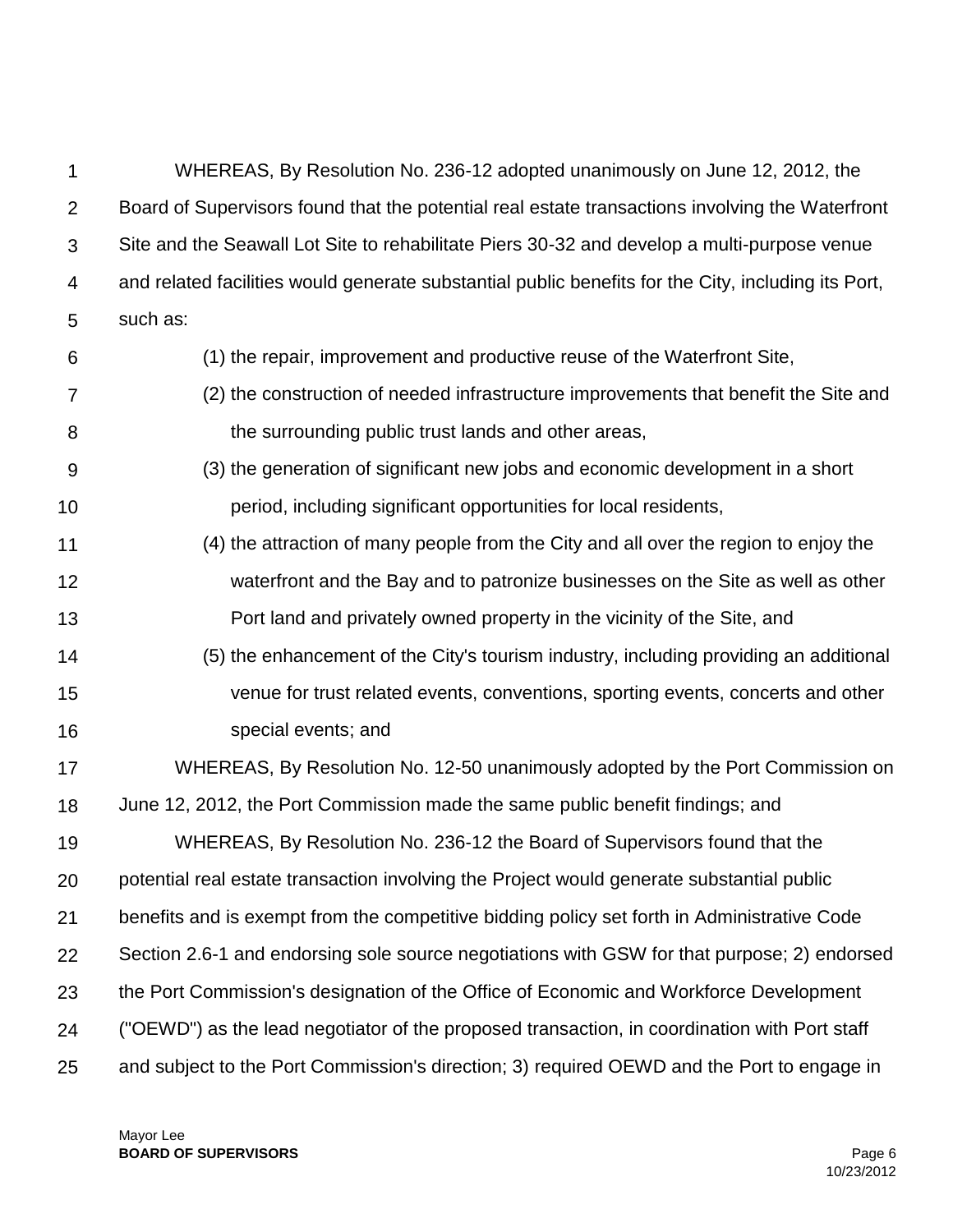WHEREAS, By Resolution No. 236-12 adopted unanimously on June 12, 2012, the Board of Supervisors found that the potential real estate transactions involving the Waterfront Site and the Seawall Lot Site to rehabilitate Piers 30-32 and develop a multi-purpose venue and related facilities would generate substantial public benefits for the City, including its Port, such as:

(1) the repair, improvement and productive reuse of the Waterfront Site,

(2) the construction of needed infrastructure improvements that benefit the Site and the surrounding public trust lands and other areas,

(3) the generation of significant new jobs and economic development in a short period, including significant opportunities for local residents,

(4) the attraction of many people from the City and all over the region to enjoy the waterfront and the Bay and to patronize businesses on the Site as well as other Port land and privately owned property in the vicinity of the Site, and

(5) the enhancement of the City's tourism industry, including providing an additional venue for trust related events, conventions, sporting events, concerts and other special events; and

WHEREAS, By Resolution No. 12-50 unanimously adopted by the Port Commission on June 12, 2012, the Port Commission made the same public benefit findings; and

WHEREAS, By Resolution No. 236-12 the Board of Supervisors found that the potential real estate transaction involving the Project would generate substantial public benefits and is exempt from the competitive bidding policy set forth in Administrative Code Section 2.6-1 and endorsing sole source negotiations with GSW for that purpose; 2) endorsed the Port Commission's designation of the Office of Economic and Workforce Development ("OEWD") as the lead negotiator of the proposed transaction, in coordination with Port staff and subject to the Port Commission's direction; 3) required OEWD and the Port to engage in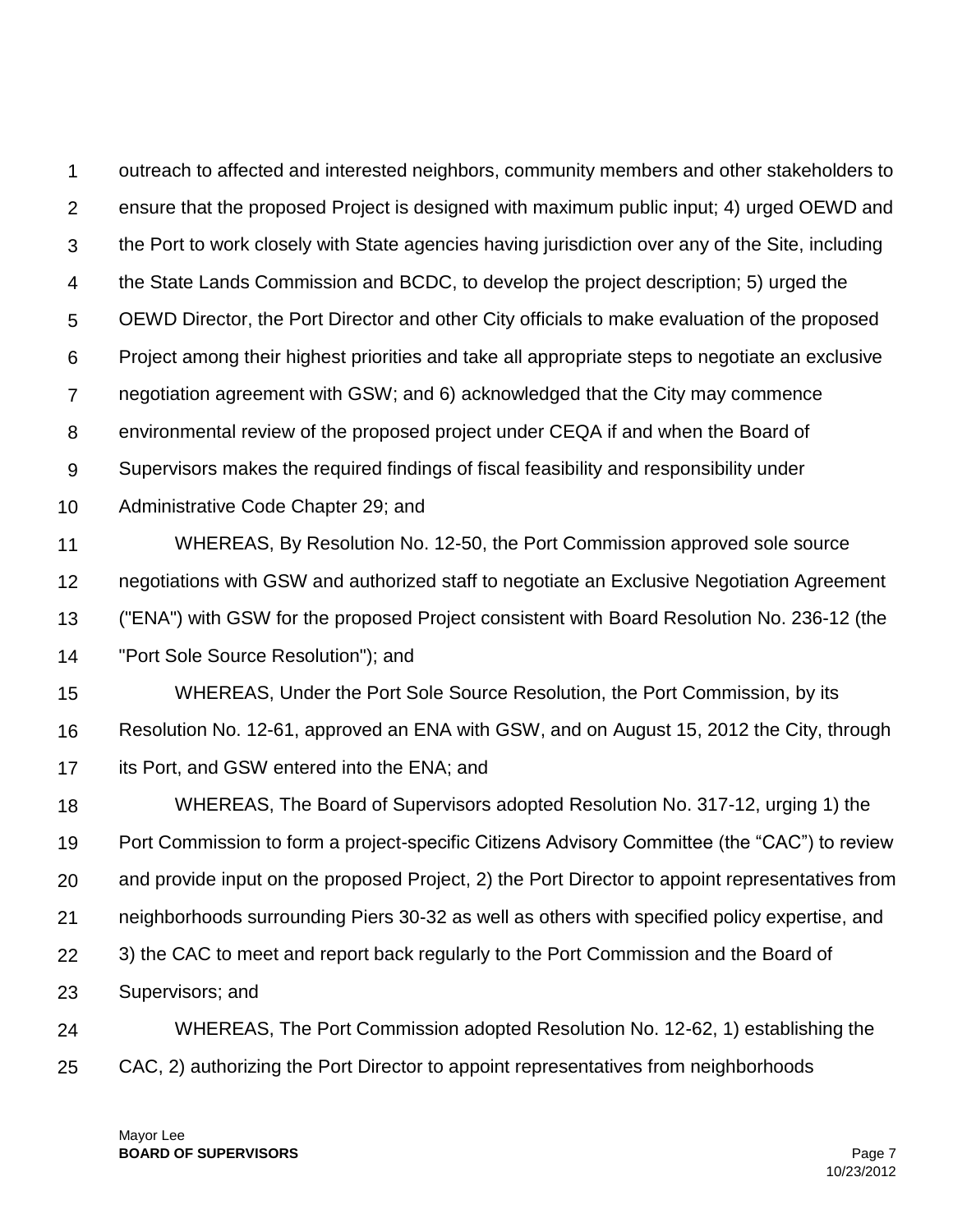outreach to affected and interested neighbors, community members and other stakeholders to ensure that the proposed Project is designed with maximum public input; 4) urged OEWD and the Port to work closely with State agencies having jurisdiction over any of the Site, including the State Lands Commission and BCDC, to develop the project description; 5) urged the OEWD Director, the Port Director and other City officials to make evaluation of the proposed Project among their highest priorities and take all appropriate steps to negotiate an exclusive negotiation agreement with GSW; and 6) acknowledged that the City may commence environmental review of the proposed project under CEQA if and when the Board of Supervisors makes the required findings of fiscal feasibility and responsibility under Administrative Code Chapter 29; and

WHEREAS, By Resolution No. 12-50, the Port Commission approved sole source negotiations with GSW and authorized staff to negotiate an Exclusive Negotiation Agreement ("ENA") with GSW for the proposed Project consistent with Board Resolution No. 236-12 (the "Port Sole Source Resolution"); and

WHEREAS, Under the Port Sole Source Resolution, the Port Commission, by its Resolution No. 12-61, approved an ENA with GSW, and on August 15, 2012 the City, through its Port, and GSW entered into the ENA; and

WHEREAS, The Board of Supervisors adopted Resolution No. 317-12, urging 1) the Port Commission to form a project-specific Citizens Advisory Committee (the "CAC") to review and provide input on the proposed Project, 2) the Port Director to appoint representatives from neighborhoods surrounding Piers 30-32 as well as others with specified policy expertise, and 3) the CAC to meet and report back regularly to the Port Commission and the Board of Supervisors; and

WHEREAS, The Port Commission adopted Resolution No. 12-62, 1) establishing the CAC, 2) authorizing the Port Director to appoint representatives from neighborhoods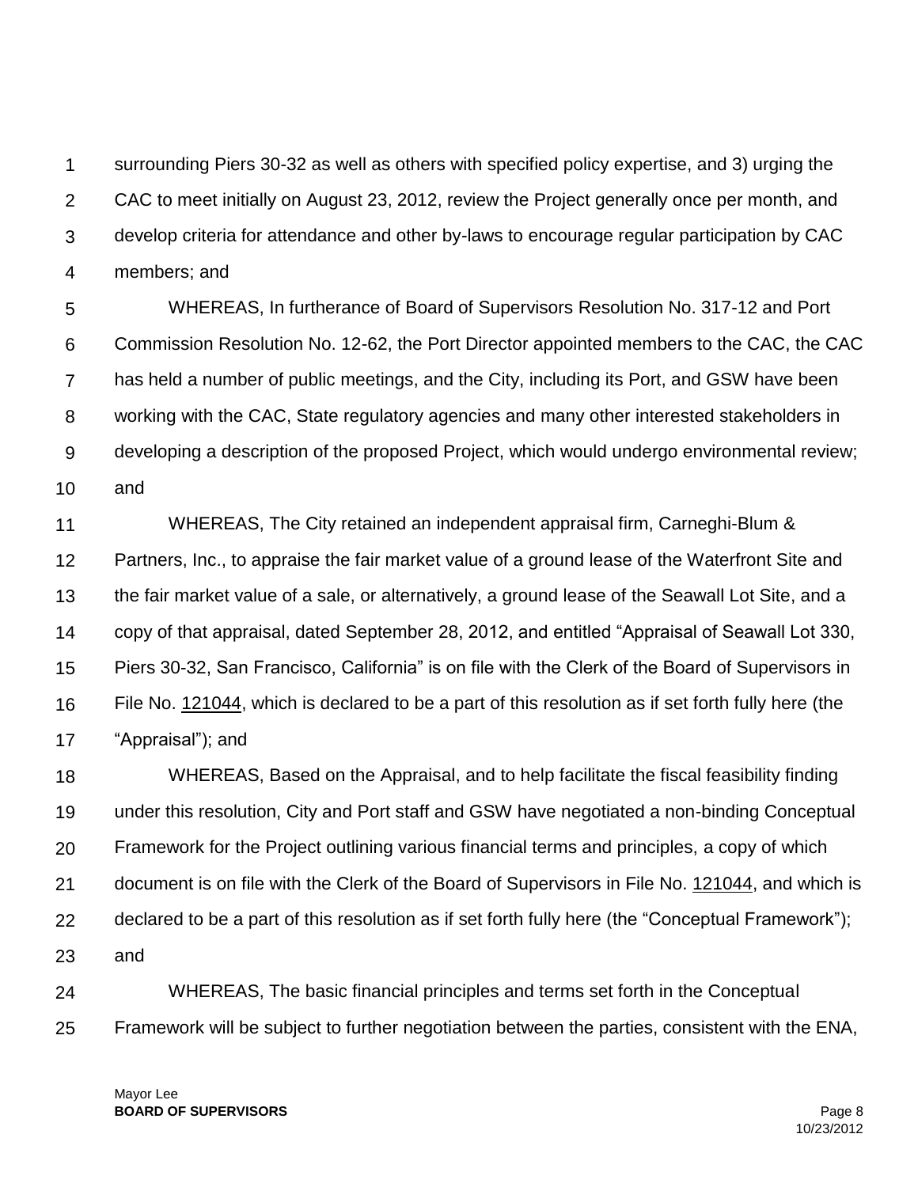surrounding Piers 30-32 as well as others with specified policy expertise, and 3) urging the CAC to meet initially on August 23, 2012, review the Project generally once per month, and develop criteria for attendance and other by-laws to encourage regular participation by CAC members; and

WHEREAS, In furtherance of Board of Supervisors Resolution No. 317-12 and Port Commission Resolution No. 12-62, the Port Director appointed members to the CAC, the CAC has held a number of public meetings, and the City, including its Port, and GSW have been working with the CAC, State regulatory agencies and many other interested stakeholders in developing a description of the proposed Project, which would undergo environmental review; and

WHEREAS, The City retained an independent appraisal firm, Carneghi-Blum & Partners, Inc., to appraise the fair market value of a ground lease of the Waterfront Site and the fair market value of a sale, or alternatively, a ground lease of the Seawall Lot Site, and a copy of that appraisal, dated September 28, 2012, and entitled "Appraisal of Seawall Lot 330, Piers 30-32, San Francisco, California" is on file with the Clerk of the Board of Supervisors in File No. 121044, which is declared to be a part of this resolution as if set forth fully here (the "Appraisal"); and

WHEREAS, Based on the Appraisal, and to help facilitate the fiscal feasibility finding under this resolution, City and Port staff and GSW have negotiated a non-binding Conceptual Framework for the Project outlining various financial terms and principles, a copy of which document is on file with the Clerk of the Board of Supervisors in File No. 121044, and which is declared to be a part of this resolution as if set forth fully here (the "Conceptual Framework"); and

WHEREAS, The basic financial principles and terms set forth in the Conceptual Framework will be subject to further negotiation between the parties, consistent with the ENA,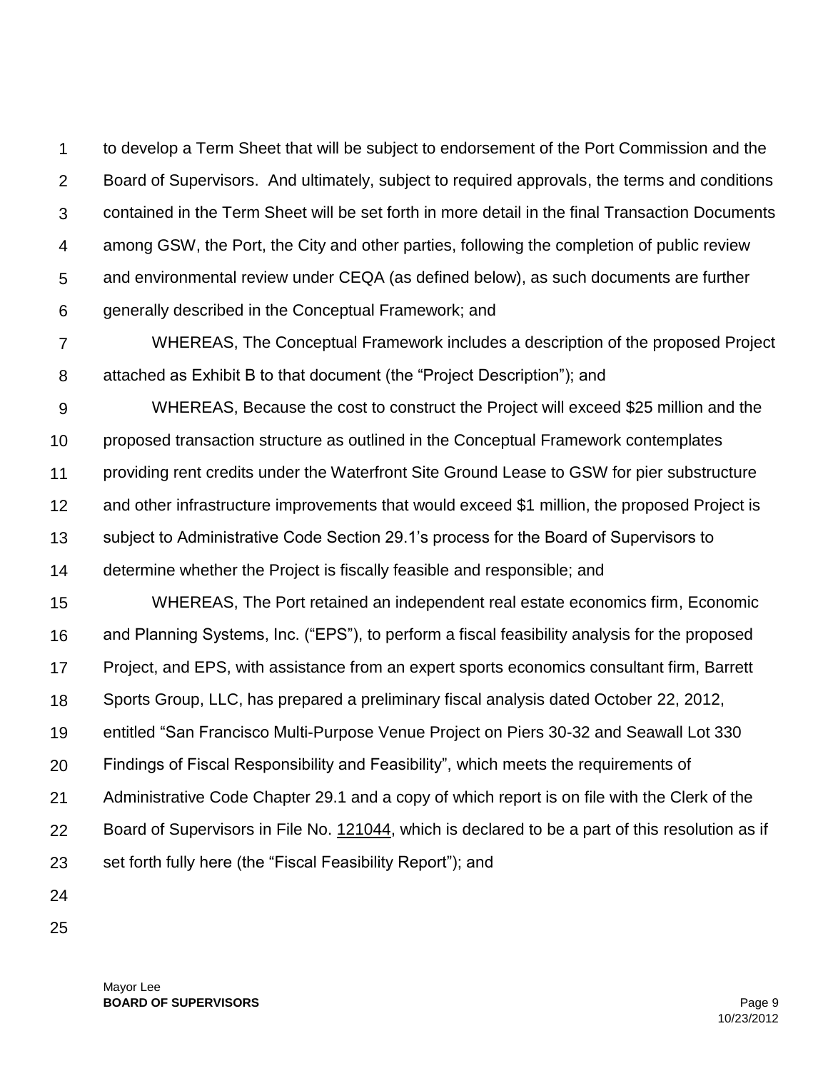to develop a Term Sheet that will be subject to endorsement of the Port Commission and the Board of Supervisors. And ultimately, subject to required approvals, the terms and conditions contained in the Term Sheet will be set forth in more detail in the final Transaction Documents among GSW, the Port, the City and other parties, following the completion of public review and environmental review under CEQA (as defined below), as such documents are further generally described in the Conceptual Framework; and

WHEREAS, The Conceptual Framework includes a description of the proposed Project attached as Exhibit B to that document (the "Project Description"); and

WHEREAS, Because the cost to construct the Project will exceed $25 million and the proposed transaction structure as outlined in the Conceptual Framework contemplates providing rent credits under the Waterfront Site Ground Lease to GSW for pier substructure and other infrastructure improvements that would exceed $1 million, the proposed Project is subject to Administrative Code Section 29.1's process for the Board of Supervisors to determine whether the Project is fiscally feasible and responsible; and

WHEREAS, The Port retained an independent real estate economics firm, Economic and Planning Systems, Inc. ("EPS"), to perform a fiscal feasibility analysis for the proposed Project, and EPS, with assistance from an expert sports economics consultant firm, Barrett Sports Group, LLC, has prepared a preliminary fiscal analysis dated October 22, 2012, entitled "San Francisco Multi-Purpose Venue Project on Piers 30-32 and Seawall Lot 330 Findings of Fiscal Responsibility and Feasibility", which meets the requirements of Administrative Code Chapter 29.1 and a copy of which report is on file with the Clerk of the Board of Supervisors in File No. 121044, which is declared to be a part of this resolution as if set forth fully here (the "Fiscal Feasibility Report"); and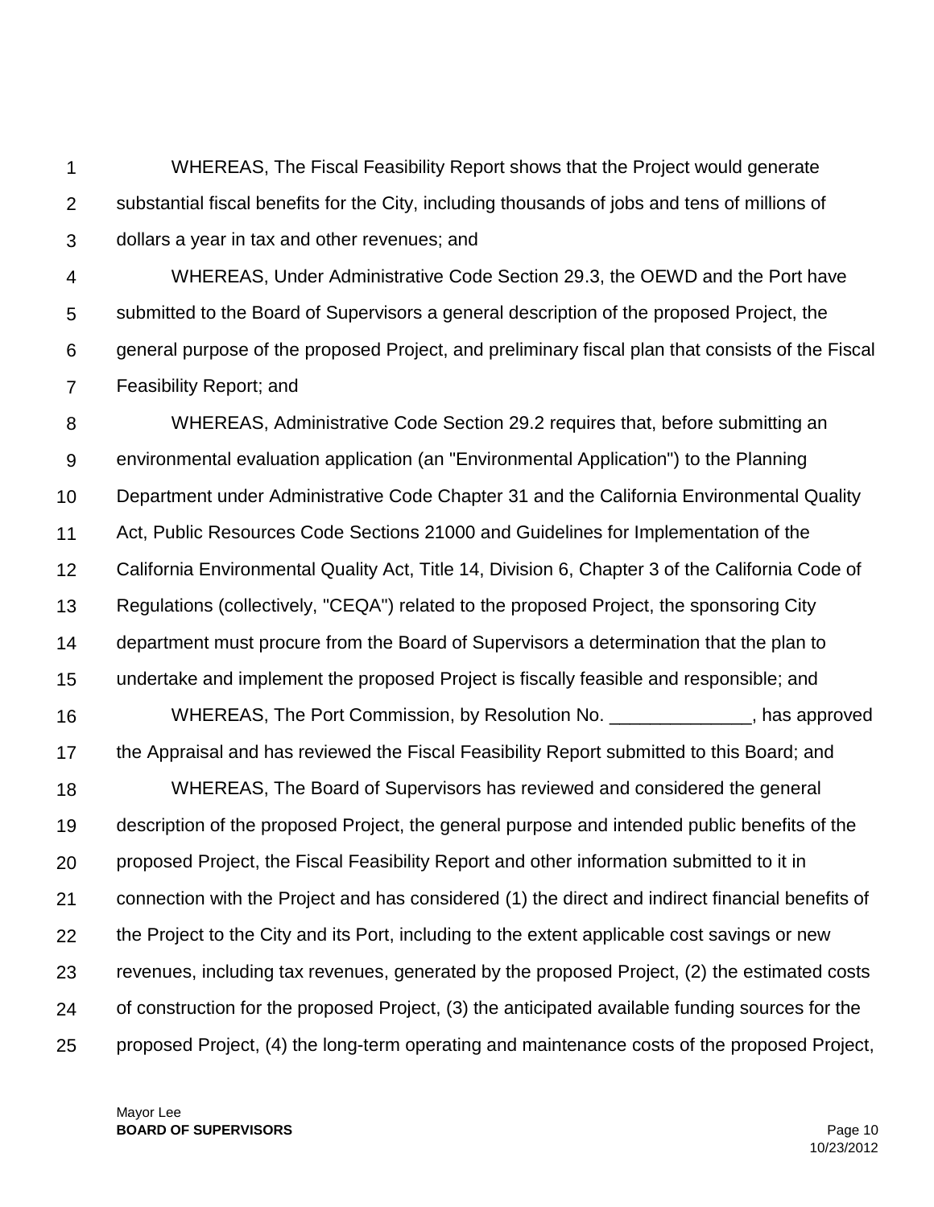WHEREAS, The Fiscal Feasibility Report shows that the Project would generate substantial fiscal benefits for the City, including thousands of jobs and tens of millions of dollars a year in tax and other revenues; and

WHEREAS, Under Administrative Code Section 29.3, the OEWD and the Port have submitted to the Board of Supervisors a general description of the proposed Project, the general purpose of the proposed Project, and preliminary fiscal plan that consists of the Fiscal Feasibility Report; and

WHEREAS, Administrative Code Section 29.2 requires that, before submitting an environmental evaluation application (an "Environmental Application") to the Planning Department under Administrative Code Chapter 31 and the California Environmental Quality Act, Public Resources Code Sections 21000 and Guidelines for Implementation of the California Environmental Quality Act, Title 14, Division 6, Chapter 3 of the California Code of Regulations (collectively, "CEQA") related to the proposed Project, the sponsoring City department must procure from the Board of Supervisors a determination that the plan to undertake and implement the proposed Project is fiscally feasible and responsible; and

WHEREAS, The Port Commission, by Resolution No. ______________, has approved the Appraisal and has reviewed the Fiscal Feasibility Report submitted to this Board; and

WHEREAS, The Board of Supervisors has reviewed and considered the general description of the proposed Project, the general purpose and intended public benefits of the proposed Project, the Fiscal Feasibility Report and other information submitted to it in connection with the Project and has considered (1) the direct and indirect financial benefits of the Project to the City and its Port, including to the extent applicable cost savings or new revenues, including tax revenues, generated by the proposed Project, (2) the estimated costs of construction for the proposed Project, (3) the anticipated available funding sources for the proposed Project, (4) the long-term operating and maintenance costs of the proposed Project,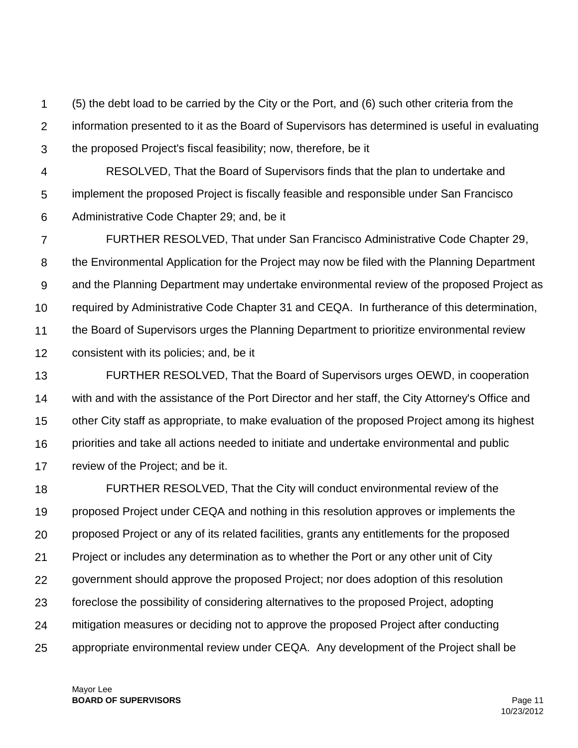(5) the debt load to be carried by the City or the Port, and (6) such other criteria from the information presented to it as the Board of Supervisors has determined is useful in evaluating the proposed Project's fiscal feasibility; now, therefore, be it

RESOLVED, That the Board of Supervisors finds that the plan to undertake and implement the proposed Project is fiscally feasible and responsible under San Francisco Administrative Code Chapter 29; and, be it

FURTHER RESOLVED, That under San Francisco Administrative Code Chapter 29, the Environmental Application for the Project may now be filed with the Planning Department and the Planning Department may undertake environmental review of the proposed Project as required by Administrative Code Chapter 31 and CEQA. In furtherance of this determination, the Board of Supervisors urges the Planning Department to prioritize environmental review consistent with its policies; and, be it

FURTHER RESOLVED, That the Board of Supervisors urges OEWD, in cooperation with and with the assistance of the Port Director and her staff, the City Attorney's Office and other City staff as appropriate, to make evaluation of the proposed Project among its highest priorities and take all actions needed to initiate and undertake environmental and public review of the Project; and be it.

FURTHER RESOLVED, That the City will conduct environmental review of the proposed Project under CEQA and nothing in this resolution approves or implements the proposed Project or any of its related facilities, grants any entitlements for the proposed Project or includes any determination as to whether the Port or any other unit of City government should approve the proposed Project; nor does adoption of this resolution foreclose the possibility of considering alternatives to the proposed Project, adopting mitigation measures or deciding not to approve the proposed Project after conducting appropriate environmental review under CEQA. Any development of the Project shall be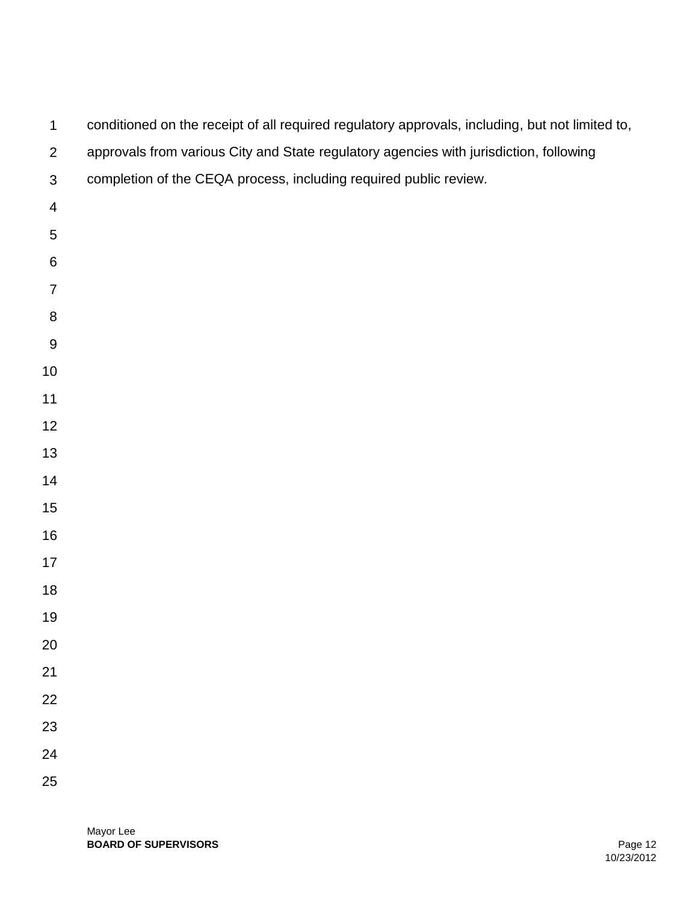conditioned on the receipt of all required regulatory approvals, including, but not limited to, approvals from various City and State regulatory agencies with jurisdiction, following completion of the CEQA process, including required public review.